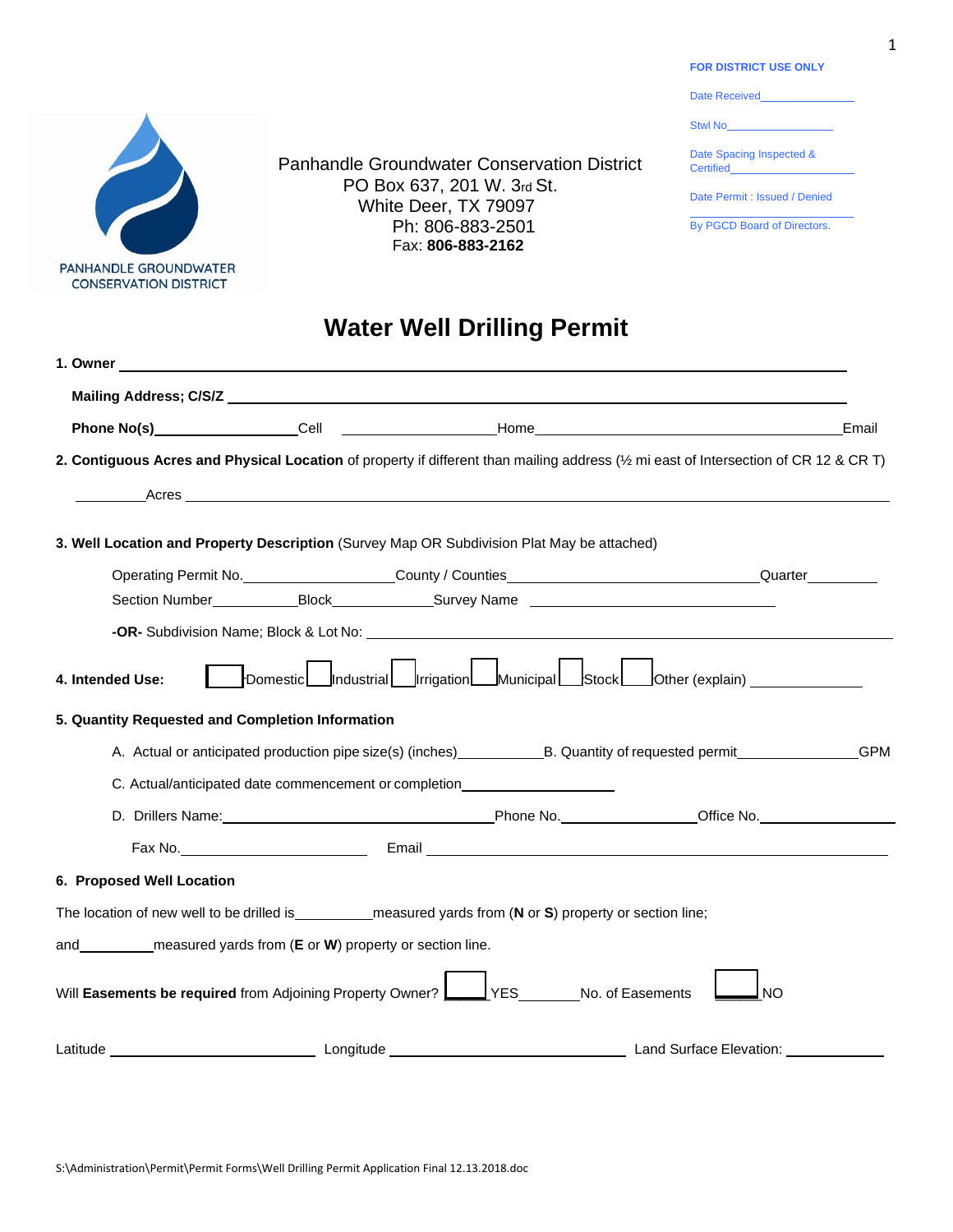**FOR DISTRICT USE ONLY**

Date Received_______________

Stwl No_______________

Date Spacing Inspected & Certified_______________

Date Permit : Issued / Denied

_______________

By PGCD Board of Directors.

PANHANDLE GROUNDWATER CONSERVATION DISTRICT

Panhandle Groundwater Conservation District
PO Box 637, 201 W. 3rd St.
White Deer, TX 79097
Ph: 806-883-2501
Fax: **806-883-2162**

# Water Well Drilling Permit

**1. Owner** _______________________________________________

**Mailing Address; C/S/Z** _______________________________________________

**Phone No(s)**_______________Cell _______________Home_______________Email

**2. Contiguous Acres and Physical Location** of property if different than mailing address (½ mi east of Intersection of CR 12 & CR T)

_________Acres _______________________________________________

**3. Well Location and Property Description** (Survey Map OR Subdivision Plat May be attached)

Operating Permit No._______________County / Counties_______________Quarter_________

Section Number__________Block___________Survey Name _______________

**-OR-** Subdivision Name; Block & Lot No: _______________

**4. Intended Use:** ☐ Domestic ☐ Industrial ☐ Irrigation ☐ Municipal ☐ Stock ☐ Other (explain) _________

**5. Quantity Requested and Completion Information**

A. Actual or anticipated production pipe size(s) (inches)__________B. Quantity of requested permit_____________GPM

C. Actual/anticipated date commencement or completion_______________

D. Drillers Name:_______________Phone No._______________Office No._______________

Fax No._______________ Email _______________

**6. Proposed Well Location**

The location of new well to be drilled is_________measured yards from (**N** or **S**) property or section line;

and_________measured yards from (**E** or **W**) property or section line.

Will **Easements be required** from Adjoining Property Owner? ☐ YES_______No. of Easements ☐ NO

Latitude _______________ Longitude _______________ Land Surface Elevation: _________

S:\Administration\Permit\Permit Forms\Well Drilling Permit Application Final 12.13.2018.doc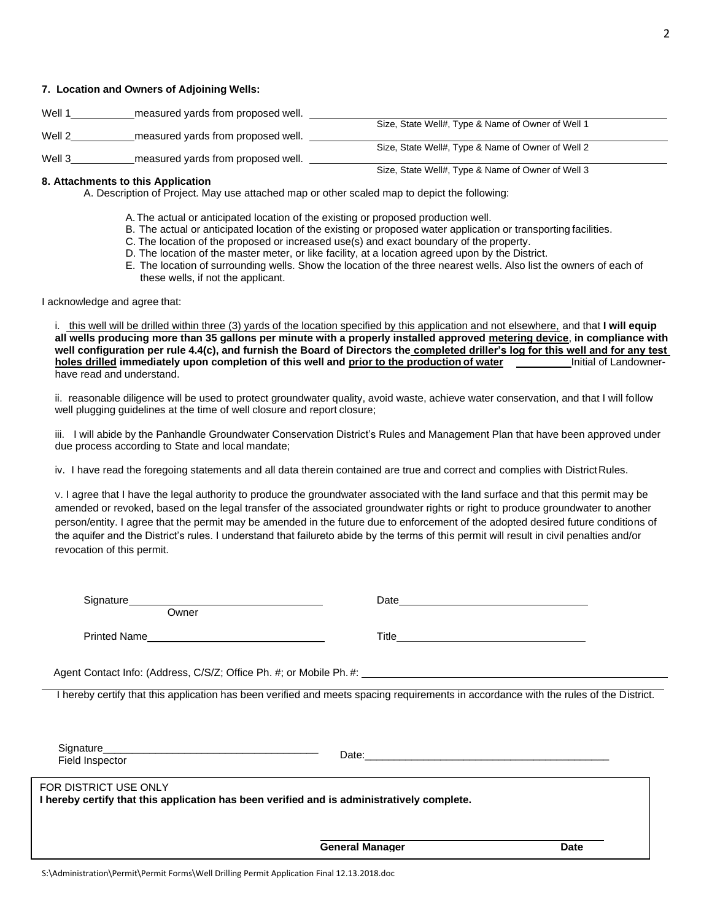**7. Location and Owners of Adjoining Wells:**

Well 1\_\_\_\_\_\_\_\_\_\_\_measured yards from proposed well. \_\_\_\_\_\_\_\_\_\_\_\_\_\_\_\_\_\_\_\_\_\_\_\_\_\_\_\_\_\_\_\_\_\_\_\_\_\_\_\_\_\_\_\_\_\_\_\_\_\_
Size, State Well#, Type & Name of Owner of Well 1

Well 2\_\_\_\_\_\_\_\_\_\_\_measured yards from proposed well. \_\_\_\_\_\_\_\_\_\_\_\_\_\_\_\_\_\_\_\_\_\_\_\_\_\_\_\_\_\_\_\_\_\_\_\_\_\_\_\_\_\_\_\_\_\_\_\_\_\_
Size, State Well#, Type & Name of Owner of Well 2

Well 3\_\_\_\_\_\_\_\_\_\_\_measured yards from proposed well. \_\_\_\_\_\_\_\_\_\_\_\_\_\_\_\_\_\_\_\_\_\_\_\_\_\_\_\_\_\_\_\_\_\_\_\_\_\_\_\_\_\_\_\_\_\_\_\_\_\_
Size, State Well#, Type & Name of Owner of Well 3

**8. Attachments to this Application**

A. Description of Project. May use attached map or other scaled map to depict the following:

A. The actual or anticipated location of the existing or proposed production well.
B. The actual or anticipated location of the existing or proposed water application or transporting facilities.
C. The location of the proposed or increased use(s) and exact boundary of the property.
D. The location of the master meter, or like facility, at a location agreed upon by the District.
E. The location of surrounding wells. Show the location of the three nearest wells. Also list the owners of each of these wells, if not the applicant.

I acknowledge and agree that:

i. this well will be drilled within three (3) yards of the location specified by this application and not elsewhere, and that **I will equip all wells producing more than 35 gallons per minute with a properly installed approved metering device, in compliance with well configuration per rule 4.4(c), and furnish the Board of Directors the completed driller's log for this well and for any test holes drilled immediately upon completion of this well and prior to the production of water** \_\_\_\_\_\_\_\_\_\_Initial of Landowner- have read and understand.

ii. reasonable diligence will be used to protect groundwater quality, avoid waste, achieve water conservation, and that I will follow well plugging guidelines at the time of well closure and report closure;

iii. I will abide by the Panhandle Groundwater Conservation District's Rules and Management Plan that have been approved under due process according to State and local mandate;

iv. I have read the foregoing statements and all data therein contained are true and correct and complies with District Rules.

v. I agree that I have the legal authority to produce the groundwater associated with the land surface and that this permit may be amended or revoked, based on the legal transfer of the associated groundwater rights or right to produce groundwater to another person/entity. I agree that the permit may be amended in the future due to enforcement of the adopted desired future conditions of the aquifer and the District's rules. I understand that failureto abide by the terms of this permit will result in civil penalties and/or revocation of this permit.

Signature\_\_\_\_\_\_\_\_\_\_\_\_\_\_\_\_\_\_\_\_\_\_\_\_\_\_\_\_\_\_\_\_\_ Date\_\_\_\_\_\_\_\_\_\_\_\_\_\_\_\_\_\_\_\_\_\_\_\_\_\_\_\_\_\_\_\_
Owner

Printed Name\_\_\_\_\_\_\_\_\_\_\_\_\_\_\_\_\_\_\_\_\_\_\_\_\_\_\_\_\_\_\_ Title\_\_\_\_\_\_\_\_\_\_\_\_\_\_\_\_\_\_\_\_\_\_\_\_\_\_\_\_\_\_\_\_

Agent Contact Info: (Address, C/S/Z; Office Ph. #; or Mobile Ph. #: \_\_\_\_\_\_\_\_\_\_\_\_\_\_\_\_\_\_\_\_\_\_\_\_\_\_\_\_\_\_\_\_\_\_\_\_\_\_\_\_\_\_\_\_\_\_\_\_

I hereby certify that this application has been verified and meets spacing requirements in accordance with the rules of the District.

Signature\_\_\_\_\_\_\_\_\_\_\_\_\_\_\_\_\_\_\_\_\_\_\_\_\_\_\_\_\_\_\_\_\_\_\_\_\_ Date:\_\_\_\_\_\_\_\_\_\_\_\_\_\_\_\_\_\_\_\_\_\_\_\_\_\_\_\_\_\_\_\_\_\_\_\_\_\_\_\_\_\_
Field Inspector

FOR DISTRICT USE ONLY

**I hereby certify that this application has been verified and is administratively complete.**

\_\_\_\_\_\_\_\_\_\_\_\_\_\_\_\_\_\_\_\_\_\_\_\_\_\_\_\_\_\_\_\_\_\_\_\_\_\_\_\_\_\_\_\_\_\_\_\_\_\_
**General Manager** **Date**

S:\Administration\Permit\Permit Forms\Well Drilling Permit Application Final 12.13.2018.doc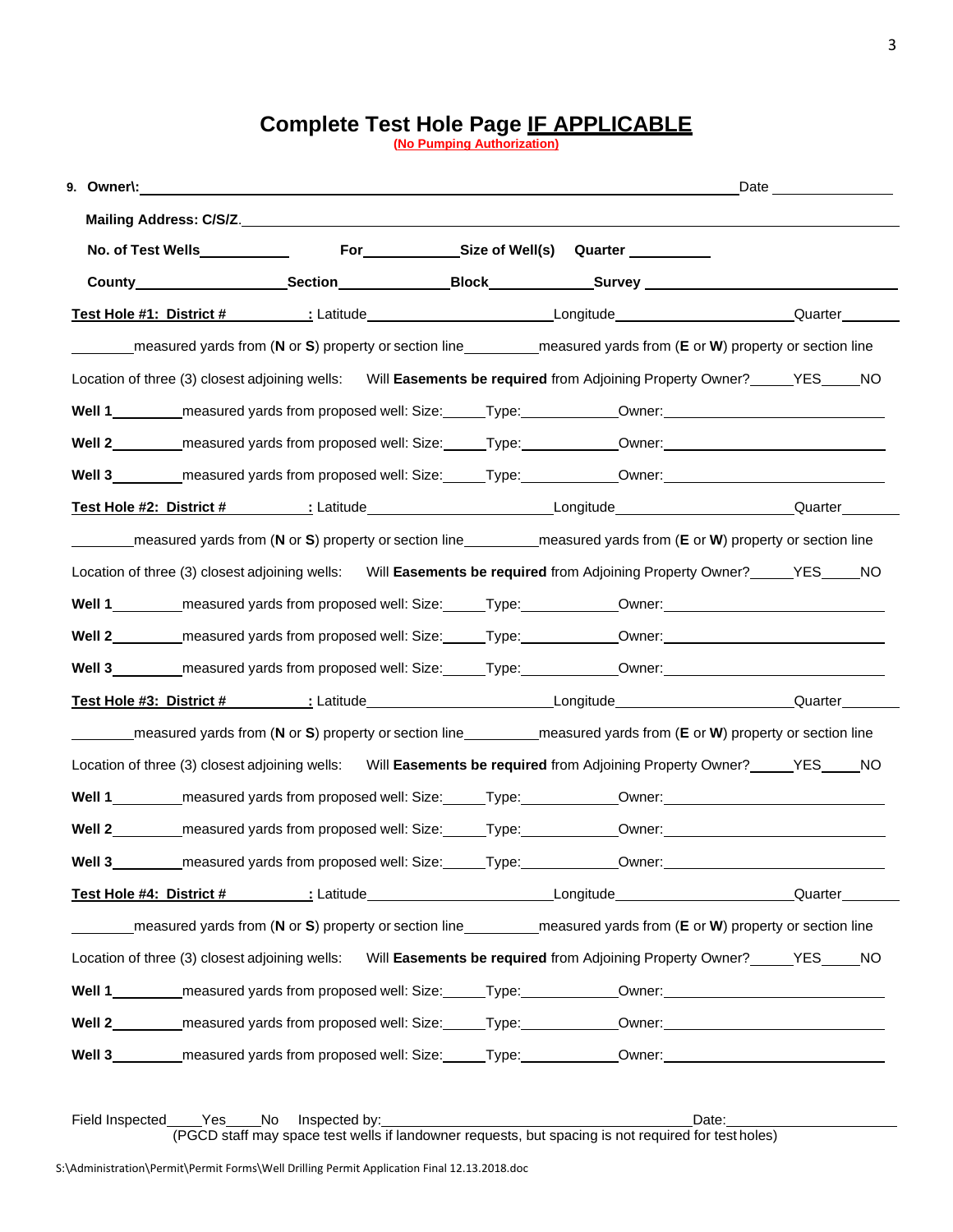# Complete Test Hole Page IF APPLICABLE

(No Pumping Authorization)

**9. Owner\:** ______________________________ Date ____________

**Mailing Address: C/S/Z.** ______________________________

**No. of Test Wells**__________ **For**__________ **Size of Well(s)** **Quarter** __________

**County**__________ **Section**__________ **Block**__________ **Survey** __________

**Test Hole #1: District #**__________ **:** Latitude__________ Longitude__________ Quarter__________

________measured yards from (**N** or **S**) property or section line________measured yards from (**E** or **W**) property or section line

Location of three (3) closest adjoining wells: Will **Easements be required** from Adjoining Property Owner?_____YES_____NO

**Well 1**________measured yards from proposed well: Size:_____Type:__________Owner:__________

**Well 2**________measured yards from proposed well: Size:_____Type:__________Owner:__________

**Well 3**________measured yards from proposed well: Size:_____Type:__________Owner:__________

**Test Hole #2: District #**__________ **:** Latitude__________ Longitude__________ Quarter__________

________measured yards from (**N** or **S**) property or section line________measured yards from (**E** or **W**) property or section line

Location of three (3) closest adjoining wells: Will **Easements be required** from Adjoining Property Owner?_____YES_____NO

**Well 1**________measured yards from proposed well: Size:_____Type:__________Owner:__________

**Well 2**________measured yards from proposed well: Size:_____Type:__________Owner:__________

**Well 3**________measured yards from proposed well: Size:_____Type:__________Owner:__________

**Test Hole #3: District #**__________ **:** Latitude__________ Longitude__________ Quarter__________

________measured yards from (**N** or **S**) property or section line________measured yards from (**E** or **W**) property or section line

Location of three (3) closest adjoining wells: Will **Easements be required** from Adjoining Property Owner?_____YES_____NO

**Well 1**________measured yards from proposed well: Size:_____Type:__________Owner:__________

**Well 2**________measured yards from proposed well: Size:_____Type:__________Owner:__________

**Well 3**________measured yards from proposed well: Size:_____Type:__________Owner:__________

**Test Hole #4: District #**__________ **:** Latitude__________ Longitude__________ Quarter__________

________measured yards from (**N** or **S**) property or section line________measured yards from (**E** or **W**) property or section line

Location of three (3) closest adjoining wells: Will **Easements be required** from Adjoining Property Owner?_____YES_____NO

**Well 1**________measured yards from proposed well: Size:_____Type:__________Owner:__________

**Well 2**________measured yards from proposed well: Size:_____Type:__________Owner:__________

**Well 3**________measured yards from proposed well: Size:_____Type:__________Owner:__________

Field Inspected____Yes____No Inspected by:______________________________ Date:__________

(PGCD staff may space test wells if landowner requests, but spacing is not required for test holes)

S:\Administration\Permit\Permit Forms\Well Drilling Permit Application Final 12.13.2018.doc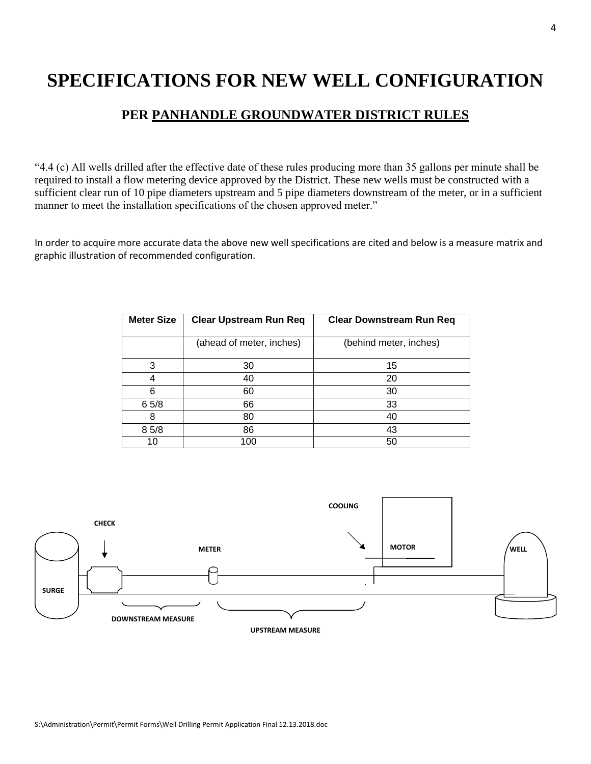# SPECIFICATIONS FOR NEW WELL CONFIGURATION

## PER <u>PANHANDLE GROUNDWATER DISTRICT RULES</u>

"4.4 (c) All wells drilled after the effective date of these rules producing more than 35 gallons per minute shall be required to install a flow metering device approved by the District. These new wells must be constructed with a sufficient clear run of 10 pipe diameters upstream and 5 pipe diameters downstream of the meter, or in a sufficient manner to meet the installation specifications of the chosen approved meter."

In order to acquire more accurate data the above new well specifications are cited and below is a measure matrix and graphic illustration of recommended configuration.

| Meter Size | Clear Upstream Run Req | Clear Downstream Run Req |
|---|---|---|
| | (ahead of meter, inches) | (behind meter, inches) |
| 3 | 30 | 15 |
| 4 | 40 | 20 |
| 6 | 60 | 30 |
| 6 5/8 | 66 | 33 |
| 8 | 80 | 40 |
| 8 5/8 | 86 | 43 |
| 10 | 100 | 50 |

COOLING

CHECK

METER

MOTOR

WELL

SURGE

DOWNSTREAM MEASURE

UPSTREAM MEASURE